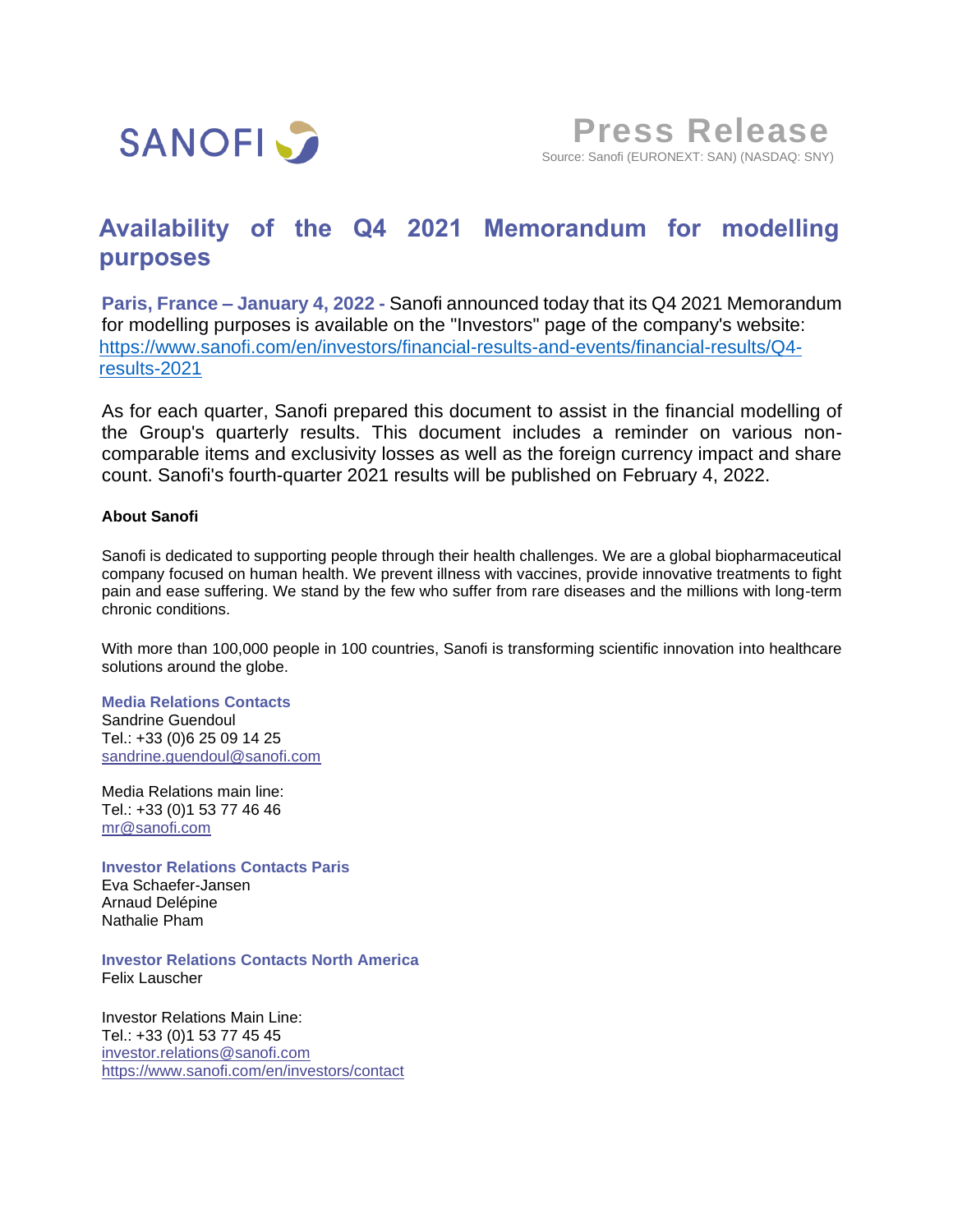SANOFI

**Press Release**

Source: Sanofi (EURONEXT: SAN) (NASDAQ: SNY)

# Availability of the Q4 2021 Memorandum for modelling purposes

**Paris, France – January 4, 2022 -** Sanofi announced today that its Q4 2021 Memorandum for modelling purposes is available on the "Investors" page of the company's website: https://www.sanofi.com/en/investors/financial-results-and-events/financial-results/Q4-results-2021

As for each quarter, Sanofi prepared this document to assist in the financial modelling of the Group's quarterly results. This document includes a reminder on various non-comparable items and exclusivity losses as well as the foreign currency impact and share count. Sanofi's fourth-quarter 2021 results will be published on February 4, 2022.

**About Sanofi**

Sanofi is dedicated to supporting people through their health challenges. We are a global biopharmaceutical company focused on human health. We prevent illness with vaccines, provide innovative treatments to fight pain and ease suffering. We stand by the few who suffer from rare diseases and the millions with long-term chronic conditions.

With more than 100,000 people in 100 countries, Sanofi is transforming scientific innovation into healthcare solutions around the globe.

**Media Relations Contacts**
Sandrine Guendoul
Tel.: +33 (0)6 25 09 14 25
sandrine.guendoul@sanofi.com

Media Relations main line:
Tel.: +33 (0)1 53 77 46 46
mr@sanofi.com

**Investor Relations Contacts Paris**
Eva Schaefer-Jansen
Arnaud Delépine
Nathalie Pham

**Investor Relations Contacts North America**
Felix Lauscher

Investor Relations Main Line:
Tel.: +33 (0)1 53 77 45 45
investor.relations@sanofi.com
https://www.sanofi.com/en/investors/contact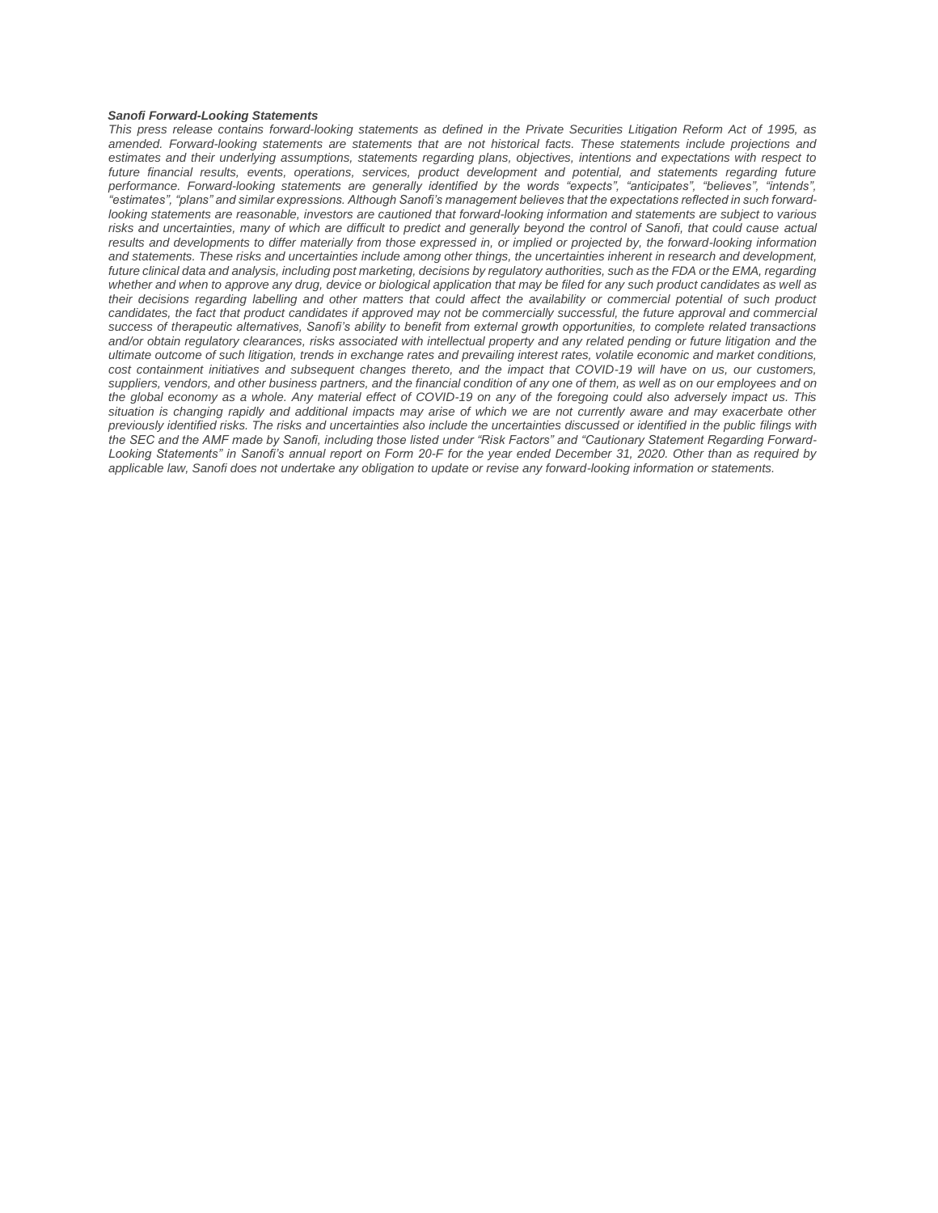***Sanofi Forward-Looking Statements***

*This press release contains forward-looking statements as defined in the Private Securities Litigation Reform Act of 1995, as amended. Forward-looking statements are statements that are not historical facts. These statements include projections and estimates and their underlying assumptions, statements regarding plans, objectives, intentions and expectations with respect to future financial results, events, operations, services, product development and potential, and statements regarding future performance. Forward-looking statements are generally identified by the words "expects", "anticipates", "believes", "intends", "estimates", "plans" and similar expressions. Although Sanofi's management believes that the expectations reflected in such forward-looking statements are reasonable, investors are cautioned that forward-looking information and statements are subject to various risks and uncertainties, many of which are difficult to predict and generally beyond the control of Sanofi, that could cause actual results and developments to differ materially from those expressed in, or implied or projected by, the forward-looking information and statements. These risks and uncertainties include among other things, the uncertainties inherent in research and development, future clinical data and analysis, including post marketing, decisions by regulatory authorities, such as the FDA or the EMA, regarding whether and when to approve any drug, device or biological application that may be filed for any such product candidates as well as their decisions regarding labelling and other matters that could affect the availability or commercial potential of such product candidates, the fact that product candidates if approved may not be commercially successful, the future approval and commercial success of therapeutic alternatives, Sanofi's ability to benefit from external growth opportunities, to complete related transactions and/or obtain regulatory clearances, risks associated with intellectual property and any related pending or future litigation and the ultimate outcome of such litigation, trends in exchange rates and prevailing interest rates, volatile economic and market conditions, cost containment initiatives and subsequent changes thereto, and the impact that COVID-19 will have on us, our customers, suppliers, vendors, and other business partners, and the financial condition of any one of them, as well as on our employees and on the global economy as a whole. Any material effect of COVID-19 on any of the foregoing could also adversely impact us. This situation is changing rapidly and additional impacts may arise of which we are not currently aware and may exacerbate other previously identified risks. The risks and uncertainties also include the uncertainties discussed or identified in the public filings with the SEC and the AMF made by Sanofi, including those listed under "Risk Factors" and "Cautionary Statement Regarding Forward-Looking Statements" in Sanofi's annual report on Form 20-F for the year ended December 31, 2020. Other than as required by applicable law, Sanofi does not undertake any obligation to update or revise any forward-looking information or statements.*